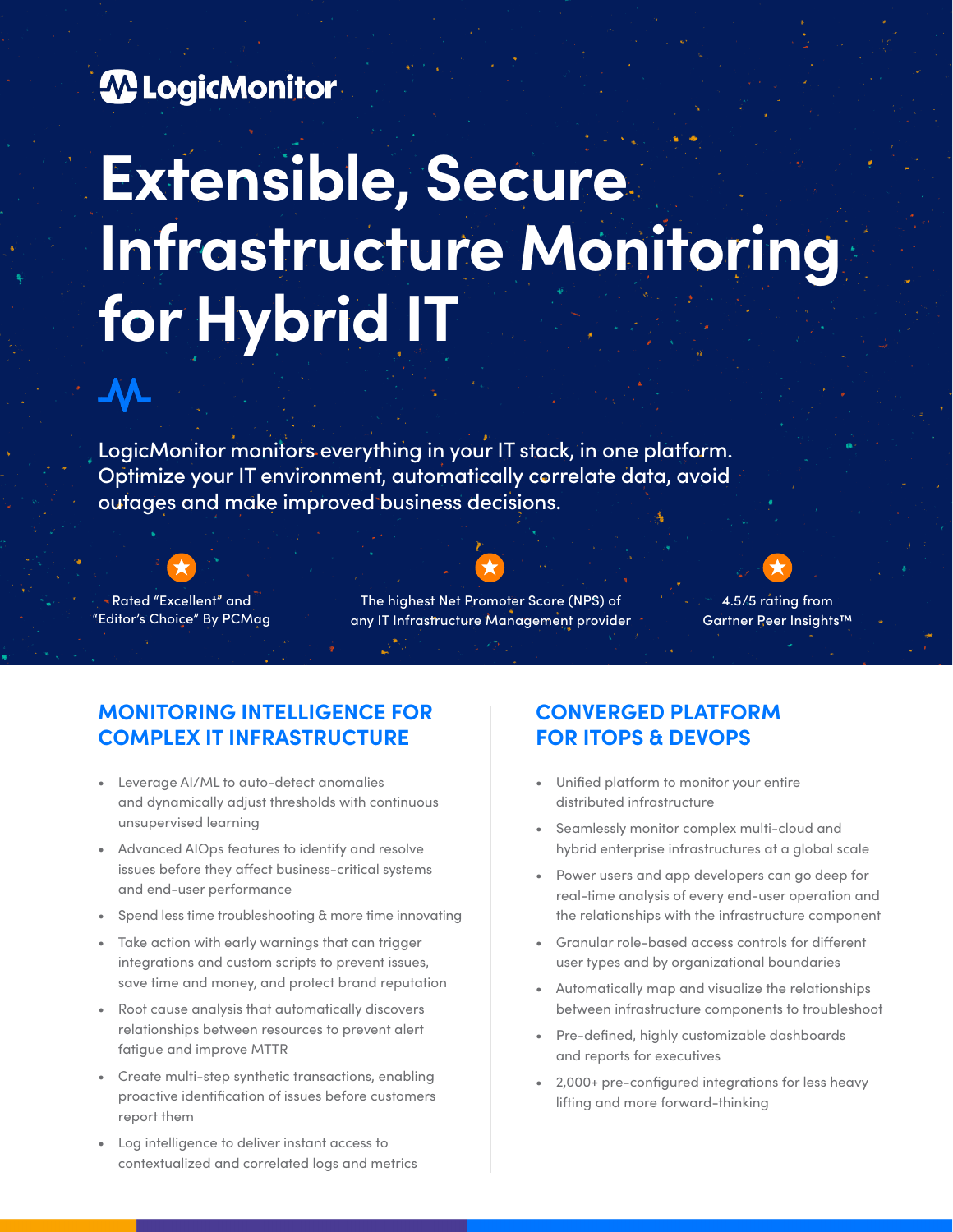LogicMonitor

# Extensible, Secure Infrastructure Monitoring for Hybrid IT

LogicMonitor monitors everything in your IT stack, in one platform. Optimize your IT environment, automatically correlate data, avoid outages and make improved business decisions.

- Rated "Excellent" and "Editor's Choice" By PCMag
- The highest Net Promoter Score (NPS) of any IT Infrastructure Management provider
- 4.5/5 rating from Gartner Peer Insights™

## MONITORING INTELLIGENCE FOR COMPLEX IT INFRASTRUCTURE

- Leverage AI/ML to auto-detect anomalies and dynamically adjust thresholds with continuous unsupervised learning
- Advanced AIOps features to identify and resolve issues before they affect business-critical systems and end-user performance
- Spend less time troubleshooting & more time innovating
- Take action with early warnings that can trigger integrations and custom scripts to prevent issues, save time and money, and protect brand reputation
- Root cause analysis that automatically discovers relationships between resources to prevent alert fatigue and improve MTTR
- Create multi-step synthetic transactions, enabling proactive identification of issues before customers report them
- Log intelligence to deliver instant access to contextualized and correlated logs and metrics

## CONVERGED PLATFORM FOR ITOPS & DEVOPS

- Unified platform to monitor your entire distributed infrastructure
- Seamlessly monitor complex multi-cloud and hybrid enterprise infrastructures at a global scale
- Power users and app developers can go deep for real-time analysis of every end-user operation and the relationships with the infrastructure component
- Granular role-based access controls for different user types and by organizational boundaries
- Automatically map and visualize the relationships between infrastructure components to troubleshoot
- Pre-defined, highly customizable dashboards and reports for executives
- 2,000+ pre-configured integrations for less heavy lifting and more forward-thinking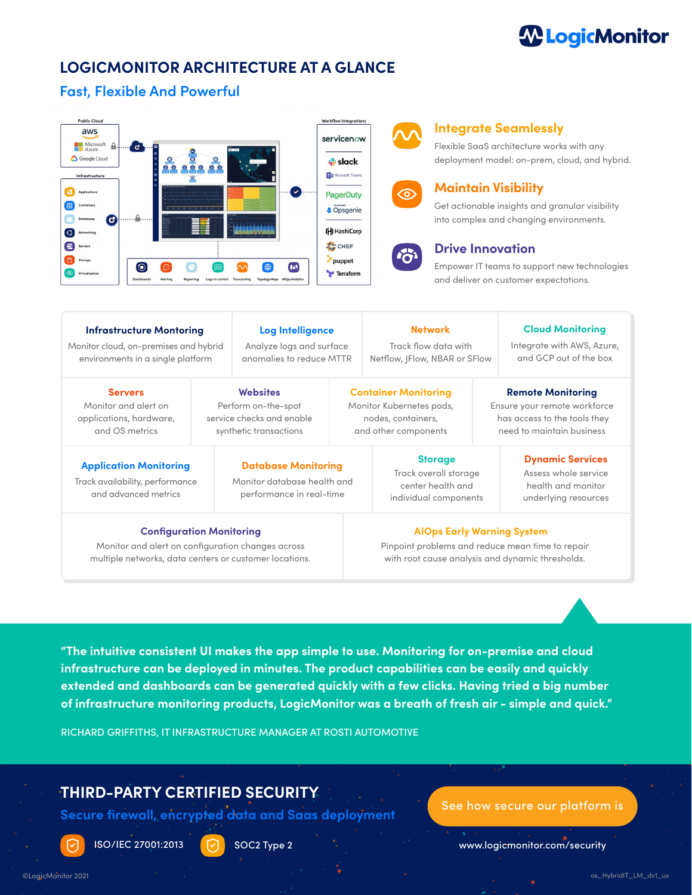# LOGICMONITOR ARCHITECTURE AT A GLANCE

## Fast, Flexible And Powerful

Public Cloud

aws

Microsoft Azure

Google Cloud

Infrastructure

Applications

Containers

Databases

Networking

Servers

Storage

Virtualization

Dashboards

Alerting

Reporting

Logs in context

Forecasting

Topology Maps

AIOps Analytics

Workflow Integrations

servicenow

slack

Microsoft Teams

PagerDuty

Opsgenie

HashiCorp

CHEF

puppet

Terraform

### Integrate Seamlessly

Flexible SaaS architecture works with any deployment model: on-prem, cloud, and hybrid.

### Maintain Visibility

Get actionable insights and granular visibility into complex and changing environments.

### Drive Innovation

Empower IT teams to support new technologies and deliver on customer expectations.

**Infrastructure Montoring**
Monitor cloud, on-premises and hybrid environments in a single platform

**Log Intelligence**
Analyze logs and surface anomalies to reduce MTTR

**Network**
Track flow data with Netflow, JFlow, NBAR or SFlow

**Cloud Monitoring**
Integrate with AWS, Azure, and GCP out of the box

**Servers**
Monitor and alert on applications, hardware, and OS metrics

**Websites**
Perform on-the-spot service checks and enable synthetic transactions

**Container Monitoring**
Monitor Kubernetes pods, nodes, containers, and other components

**Remote Monitoring**
Ensure your remote workforce has access to the tools they need to maintain business

**Application Monitoring**
Track availability, performance and advanced metrics

**Database Monitoring**
Monitor database health and performance in real-time

**Storage**
Track overall storage center health and individual components

**Dynamic Services**
Assess whole service health and monitor underlying resources

**Configuration Monitoring**
Monitor and alert on configuration changes across multiple networks, data centers or customer locations.

**AIOps Early Warning System**
Pinpoint problems and reduce mean time to repair with root cause analysis and dynamic thresholds.

**"The intuitive consistent UI makes the app simple to use. Monitoring for on-premise and cloud infrastructure can be deployed in minutes. The product capabilities can be easily and quickly extended and dashboards can be generated quickly with a few clicks. Having tried a big number of infrastructure monitoring products, LogicMonitor was a breath of fresh air - simple and quick."**

RICHARD GRIFFITHS, IT INFRASTRUCTURE MANAGER AT ROSTI AUTOMOTIVE

## THIRD-PARTY CERTIFIED SECURITY

### Secure firewall, encrypted data and Saas deployment

ISO/IEC 27001:2013

SOC2 Type 2

See how secure our platform is

www.logicmonitor.com/security

©LogicMonitor 2021

os_HybridIT_LM_dv1_us